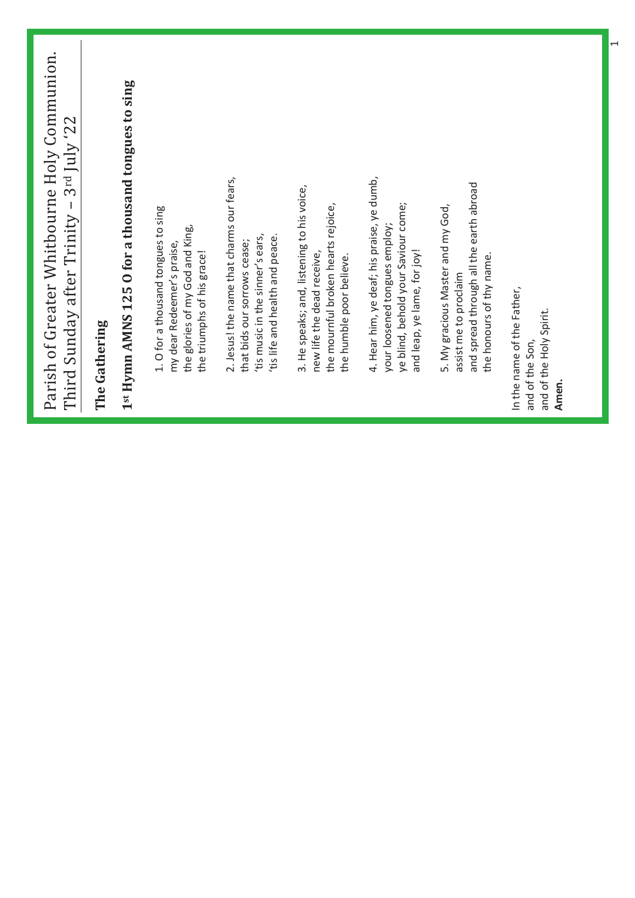| Parish of Greater Whitbourne Holy Communion.<br>Third Sunday after Trinity - 3rd July '22                                                         |
|---------------------------------------------------------------------------------------------------------------------------------------------------|
| The Gathering                                                                                                                                     |
| 1st Hymn AMNS 125 O for a thousand tongues to sing                                                                                                |
| 1. O for a thousand tongues to sing<br>the glories of my God and King,<br>my dear Redeemer's praise,<br>the triumphs of his grace!                |
| 2. Jesus! the name that charms our fears,<br>'tis music in the sinner's ears,<br>'tis life and health and peace.<br>that bids our sorrows cease;  |
| 3. He speaks; and, listening to his voice,<br>the mournful broken hearts rejoice,<br>new life the dead receive,<br>the humble poor believe.       |
| 4. Hear him, ye deaf; his praise, ye dumb,<br>ye blind, behold your Saviour come;<br>your loosened tongues employ;<br>and leap, ye lame, for joy! |
| and spread through all the earth abroad<br>5. My gracious Master and my God,<br>the honours of thy name.<br>assist me to proclaim                 |
| In the name of the Father,<br>and of the Holy Spirit.<br>and of the Son,<br>Amen.                                                                 |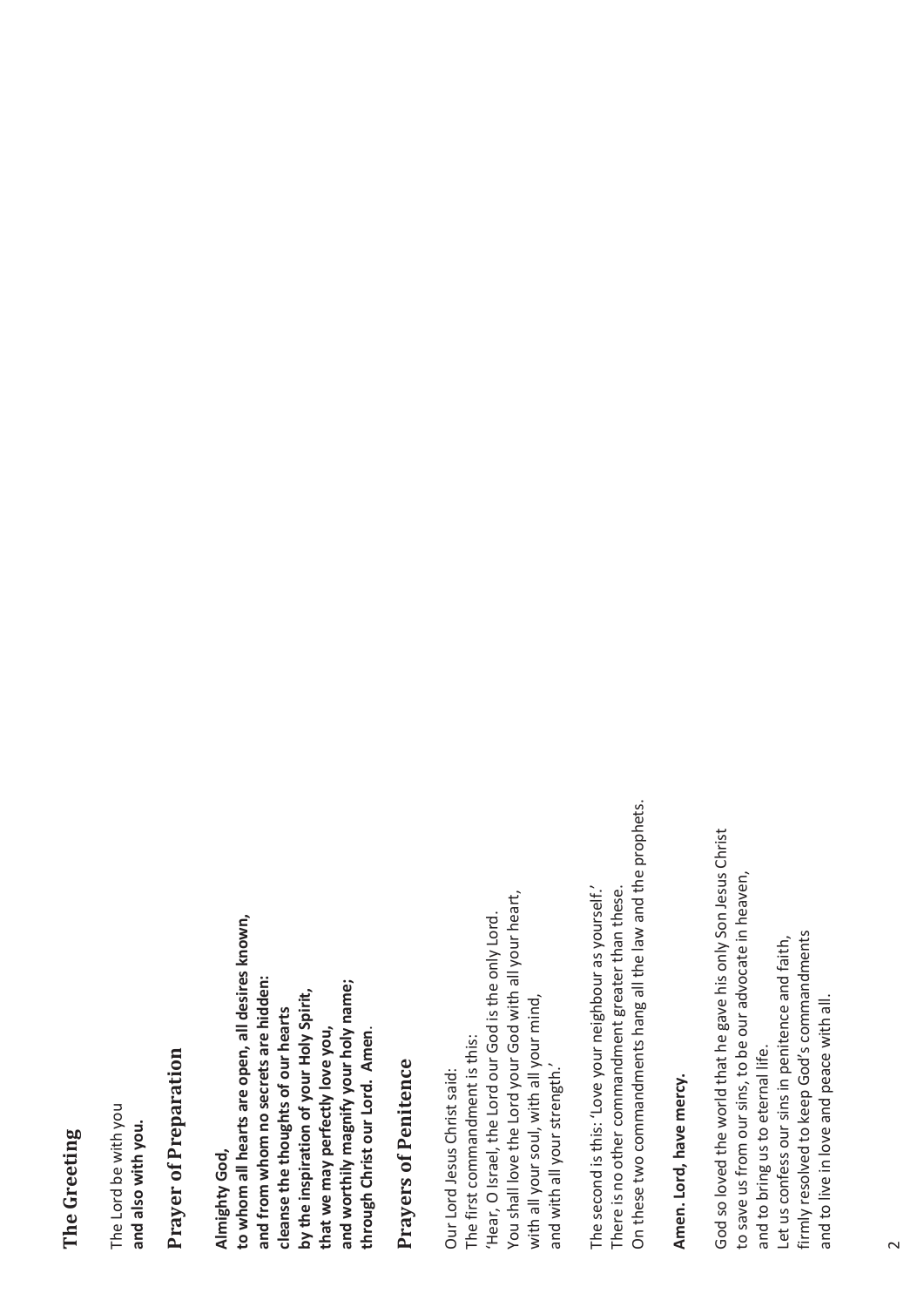#### **The Greeting**  The Greeting

The Lord be with you The Lord be with you **and also with you.**  and also with you.

### **Prayer of Preparation**  Prayer of Preparation

**to whom all hearts are open, all desires known,**  to whom all hearts are open, all desires known, **and from whom no secrets are hidden:**  and from whom no secrets are hidden: **and worthily magnify your holy name;**  and worthily magnify your holy name; **by the inspiration of your Holy Spirit,**  by the inspiration of your Holy Spirit, cleanse the thoughts of our hearts **cleanse the thoughts of our hearts**  that we may perfectly love you, **that we may perfectly love you,**  through Christ our Lord. Amen. **through Christ our Lord. Almighty God,**  Almighty God,

#### **Prayers of Penitence**  Prayers of Penitence

You shall love the Lord your God with all your heart, You shall love the Lord your God with all your heart, 'Hear, O Israel, the Lord our God is the only Lord. 'Hear, O Israel, the Lord our God is the only Lord. with all your soul, with all your mind, with all your soul, with all your mind, The first commandment is this: The first commandment is this: and with all your strength.' and with all your strength.' Our Lord Jesus Christ said: Our Lord Jesus Christ said:

On these two commandments hang all the law and the prophets. On these two commandments hang all the law and the prophets. The second is this: 'Love your neighbour as yourself.' There is no other commandment greater than these. There is no other commandment greater than these. The second is this: 'Love your neighbour as yourself.'

#### Amen. Lord, have mercy. **Amen. Lord, have mercy.**

God so loved the world that he gave his only Son Jesus Christ God so loved the world that he gave his only Son Jesus Christ to save us from our sins, to be our advocate in heaven, to save us from our sins, to be our advocate in heaven, firmly resolved to keep God's commandments Let us confess our sins in penitence and faith, firmly resolved to keep God's commandments Let us confess our sins in penitence and faith, and to live in love and peace with all. and to live in love and peace with all. and to bring us to eternal life. and to bring us to eternal life.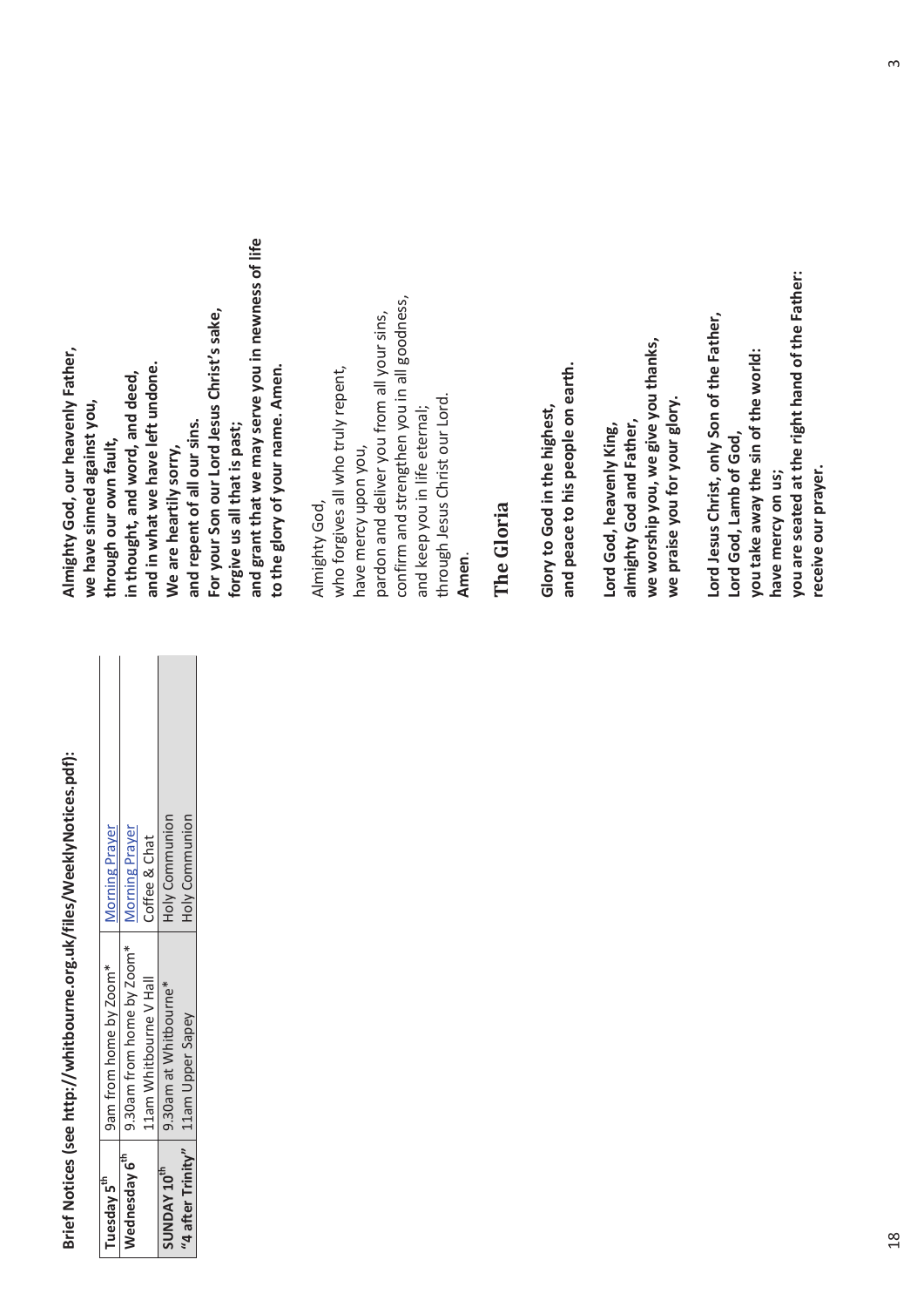# **eklyNotices.pdf):**  Brief Notices (see http://whitbourne.org.uk/files/WeeklyNotices.pdf): **Brief Notices (see http://whitbourne.org.uk/files/We**

| uesdav 5         | 9am from home by Zoom*                                      | Morning Prayer        |
|------------------|-------------------------------------------------------------|-----------------------|
|                  | <b>Mednesday 6</b> $\blacksquare$ 9.30am from home by Zoom* | Morning Prayer        |
|                  | 11am Whitbourne V Hall                                      | Coffee & Chat         |
| <b>SUNDAY 10</b> | 9.30am at Whitbourne*                                       | <b>Holy Communion</b> |
|                  | "4 after Trinity"   11am Upper Sapey                        | Holy Communion        |
|                  |                                                             |                       |

and grant that we may serve you in newness of life **and grant that we may serve you in newness of life**  For your Son our Lord Jesus Christ's sake, **For your Son our Lord Jesus Christ's sake,** Almighty God, our heavenly Father, **Almighty God, our heavenly Father, and in what we have left undone. to the glory of your name. Amen.**  and in what we have left undone. to the glory of your name. Amen. **in thought, and word, and deed,**  in thought, and word, and deed, **we have sinned against you,**  we have sinned against you, **and repent of all our sins.**  and repent of all our sins. **forgive us all that is past;**  forgive us all that is past; **through our own fault,**  through our own fault, We are heartily sorry, **We are heartily sorry,** 

#### Almighty God, Almighty God,

confirm and strengthen you in all goodness, confirm and strengthen you in all goodness, pardon and deliver you from all your sins, pardon and deliver you from all your sins, who forgives all who truly repent, who forgives all who truly repent, through Jesus Christ our Lord. through Jesus Christ our Lord. and keep you in life eternal; and keep you in life eternal; have mercy upon you, have mercy upon you, **Amen**.

#### The Gloria **The Gloria**

and peace to his people on earth. **and peace to his people on earth. Glory to God in the highest,**  Glory to God in the highest,

**we worship you, we give you thanks,**  we worship you, we give you thanks, **we praise you for your glory.**  we praise you for your glory. **almighty God and Father,**  almighty God and Father, **Lord God, heavenly King,**  Lord God, heavenly King,

**you are seated at the right hand of the Father:**  you are seated at the right hand of the Father: Lord Jesus Christ, only Son of the Father, **Lord Jesus Christ, only Son of the Father, you take away the sin of the world:**  you take away the sin of the world: **Lord God, Lamb of God,**  Lord God, Lamb of God, **receive our prayer.**  receive our prayer. **have mercy on us;**  have mercy on us;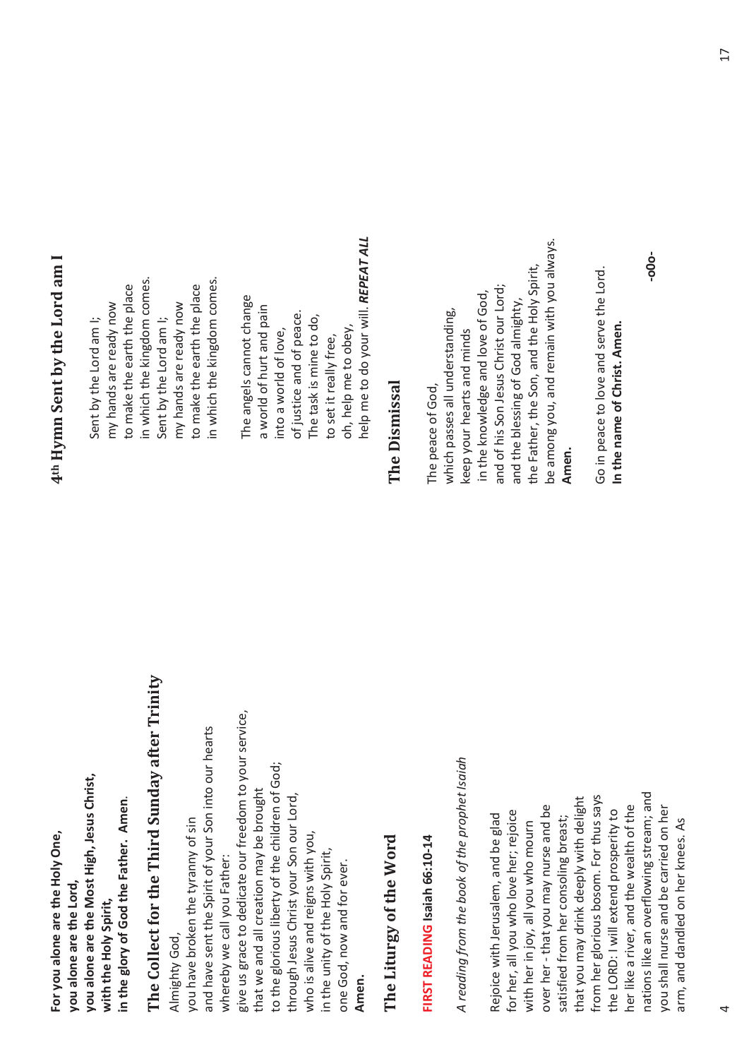**For you alone are the Holy One,<br>you alone are the Lord,<br>you alone are the Most High, Jesus Christ,<br>with the Holy Spirit,** in the glory of God the Father. Amen.

# **The Collect for the Third Sunday after Trinity**  The Collect for the Third Sunday after Trinity

give us grace to dedicate our freedom to your service, give us grace to dedicate our freedom to your service, and have sent the Spirit of your Son into our hearts and have sent the Spirit of your Son into our hearts to the glorious liberty of the children of God; to the glorious liberty of the children of God; that we and all creation may be brought that we and all creation may be brought through Jesus Christ your Son our Lord, through Jesus Christ your Son our Lord, you have broken the tyranny of sin you have broken the tyranny of sin who is alive and reigns with you, who is alive and reigns with you, in the unity of the Holy Spirit, in the unity of the Holy Spirit, whereby we call you Father: whereby we call you Father: one God, now and for ever. one God, now and for ever. Almighty God, Almighty God, **Amen.** 

## **The Liturgy of the Word**  The Liturgy of the Word

## **FIRST READING Isaiah 66:10-14**  FIRST READING Isaiah 66:10-14

*A reading from the book of the prophet Isaiah*  A reading from the book of the prophet Isaiah

nations like an overflowing stream; and from her glorious bosom. For thus says nations like an overflowing stream; and that you may drink deeply with delight from her glorious bosom. For thus says that you may drink deeply with delight over her - that you may nurse and be her like a river, and the wealth of the her like a river, and the wealth of the you shall nurse and be carried on her over her - that you may nurse and be ou shall nurse and be carried on her the LORD: I will extend prosperity to for her, all you who love her; rejoice the LORD: I will extend prosperity to Rejoice with Jerusalem, and be glad for her, all you who love her; rejoice Rejoice with Jerusalem, and be glad satisfied from her consoling breast; satisfied from her consoling breast; arm, and dandled on her knees. As arm, and dandled on her knees. As with her in joy, all you who mourn with her in joy, all you who mourn

## **4th Hymn Sent by the Lord am I**  4th Hymn Sent by the Lord am I

in which the kingdom comes. in which the kingdom comes. in which the kingdom comes. in which the kingdom comes. to make the earth the place to make the earth the place to make the earth the place to make the earth the place my hands are ready now my hands are ready now my hands are ready now my hands are ready now Sent by the Lord am I; Sent by the Lord am I; Sent by the Lord am I; Sent by the Lord am I;

help me to do your will. REPEAT ALL help me to do your will. *REPEAT ALL* The angels cannot change The angels cannot change a world of hurt and pain a world of hurt and pain of justice and of peace. of justice and of peace. The task is mine to do, The task is mine to do, oh, help me to obey, into a world of love, oh, help me to obey, into a world of love, to set it really free, to set it really free,

#### **The Dismissal**  The Dismissal

be among you, and remain with you always. be among you, and remain with you always. the Father, the Son, and the Holy Spirit, the Father, the Son, and the Holy Spirit, and of his Son Jesus Christ our Lord; and of his Son Jesus Christ our Lord; in the knowledge and love of God, in the knowledge and love of God, and the blessing of God almighty, and the blessing of God almighty, which passes all understanding, which passes all understanding, keep your hearts and minds keep your hearts and minds The peace of God, The peace of God, **Amen.** 

Go in peace to love and serve the Lord. Go in peace to love and serve the Lord. **In the name of Christ. Amen.**  In the name of Christ. Amen.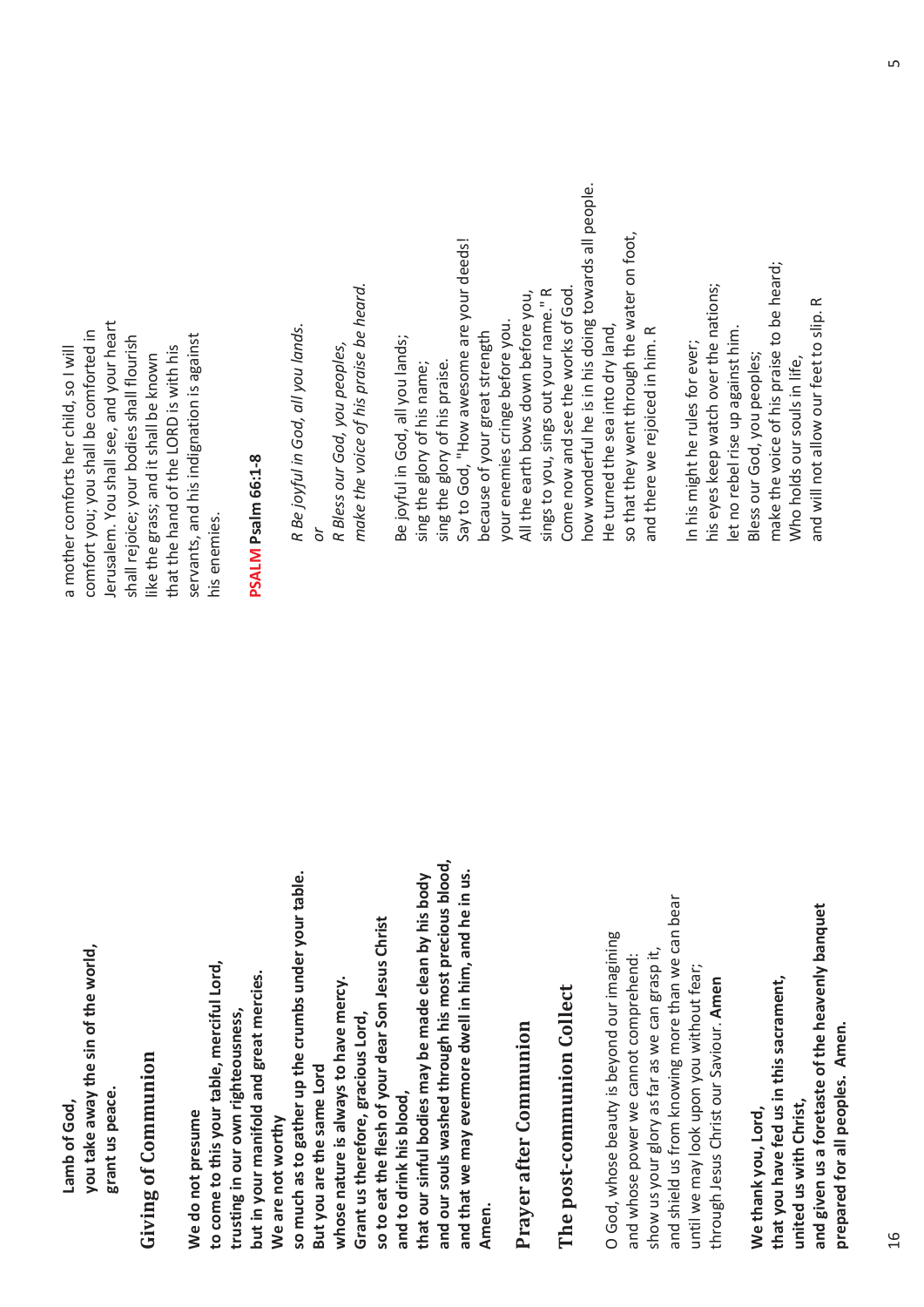**you take away the sin of the world,**  you take away the sin of the world, **grant us peace.**  grant us peace. Lamb of God. **Lamb of God,** 

#### **Giving of Communion Giving of Communion**

**and our souls washed through his most precious blood,**  and our souls washed through his most precious blood, **and that we may evermore dwell in him, and he in us. so much as to gather up the crumbs under your table. that our sinful bodies may be made clean by his body**  and that we may evermore dwell in him, and he in us. so much as to gather up the crumbs under your table. that our sinful bodies may be made clean by his body **so to eat the flesh of your dear Son Jesus Christ**  so to eat the flesh of your dear Son Jesus Christ **to come to this your table, merciful Lord,**  to come to this your table, merciful Lord, **but in your manifold and great mercies.**  but in your manifold and great mercies. **whose nature is always to have mercy.**  whose nature is always to have mercy. **trusting in our own righteousness, Grant us therefore, gracious Lord,**  rusting in our own righteousness, Grant us therefore, gracious Lord, **But you are the same Lord**  But you are the same Lord and to drink his blood, **and to drink his blood,**  We do not presume **We do not presume Ne are not worthy We are not worthy Amen.** 

## **Prayer after Communion**  Prayer after Communion

## **The post-communion Collect**  The post-communion Collect

and shield us from knowing more than we can bear and shield us from knowing more than we can bear O God, whose beauty is beyond our imagining O God, whose beauty is beyond our imagining show us your glory as far as we can grasp it, show us your glory as far as we can grasp it, and whose power we cannot comprehend: and whose power we cannot comprehend: until we may look upon you without fear; until we may look upon you without fear; through Jesus Christ our Saviour. Amen through Jesus Christ our Saviour. **Amen**

**and given us a foretaste of the heavenly banquet**  and given us a foretaste of the heavenly banquet **that you have fed us in this sacrament,**  that you have fed us in this sacrament, **prepared for all peoples. Amen.** prepared for all peoples. Amen. **united us with Christ,**  united us with Christ, **We thank you, Lord,**  We thank you, Lord,

Jerusalem. You shall see, and your heart lerusalem. You shall see, and your heart comfort you; you shall be comforted in comfort you; you shall be comforted in shall rejoice; your bodies shall flourish servants, and his indignation is against shall rejoice; your bodies shall flourish servants, and his indignation is against a mother comforts her child, so I will a mother comforts her child, so I will that the hand of the LORD is with his that the hand of the LORD is with his like the grass; and it shall be known ike the grass; and it shall be known his enemies. nis enemies.

#### **PSALM Psalm 66:1-8**  PSALM Psalm 66:1-8

*make the voice of his praise be heard.*  make the voice of his praise be heard. *R Be joyful in God, all you lands.*  R Be joyful in God, all you lands. *R Bless our God, you peoples,*  R Bless our God, you peoples, *or* 

how wonderful he is in his doing towards all people. now wonderful he is in his doing towards all people. so that they went through the water on foot, so that they went through the water on foot, Say to God, "How awesome are your deeds! Say to God, "How awesome are your deeds! Come now and see the works of God. All the earth bows down before you, sings to you, sings out your name." R sings to you, sings out your name." R Come now and see the works of God All the earth bows down before you, your enemies cringe before you. He turned the sea into dry land, your enemies cringe before you. and there we rejoiced in him. R He turned the sea into dry land, and there we rejoiced in him. R because of your great strength because of your great strength Be joyful in God, all you lands; Be joyful in God, all you lands; sing the glory of his praise. sing the glory of his name; sing the glory of his name; sing the glory of his praise.

make the voice of his praise to be heard; make the voice of his praise to be heard; his eyes keep watch over the nations; his eyes keep watch over the nations; and will not allow our feet to slip. R and will not allow our feet to slip. R let no rebel rise up against him. let no rebel rise up against him. In his might he rules for ever; In his might he rules for ever; Bless our God, you peoples; Bless our God, you peoples; Who holds our souls in life, Who holds our souls in life,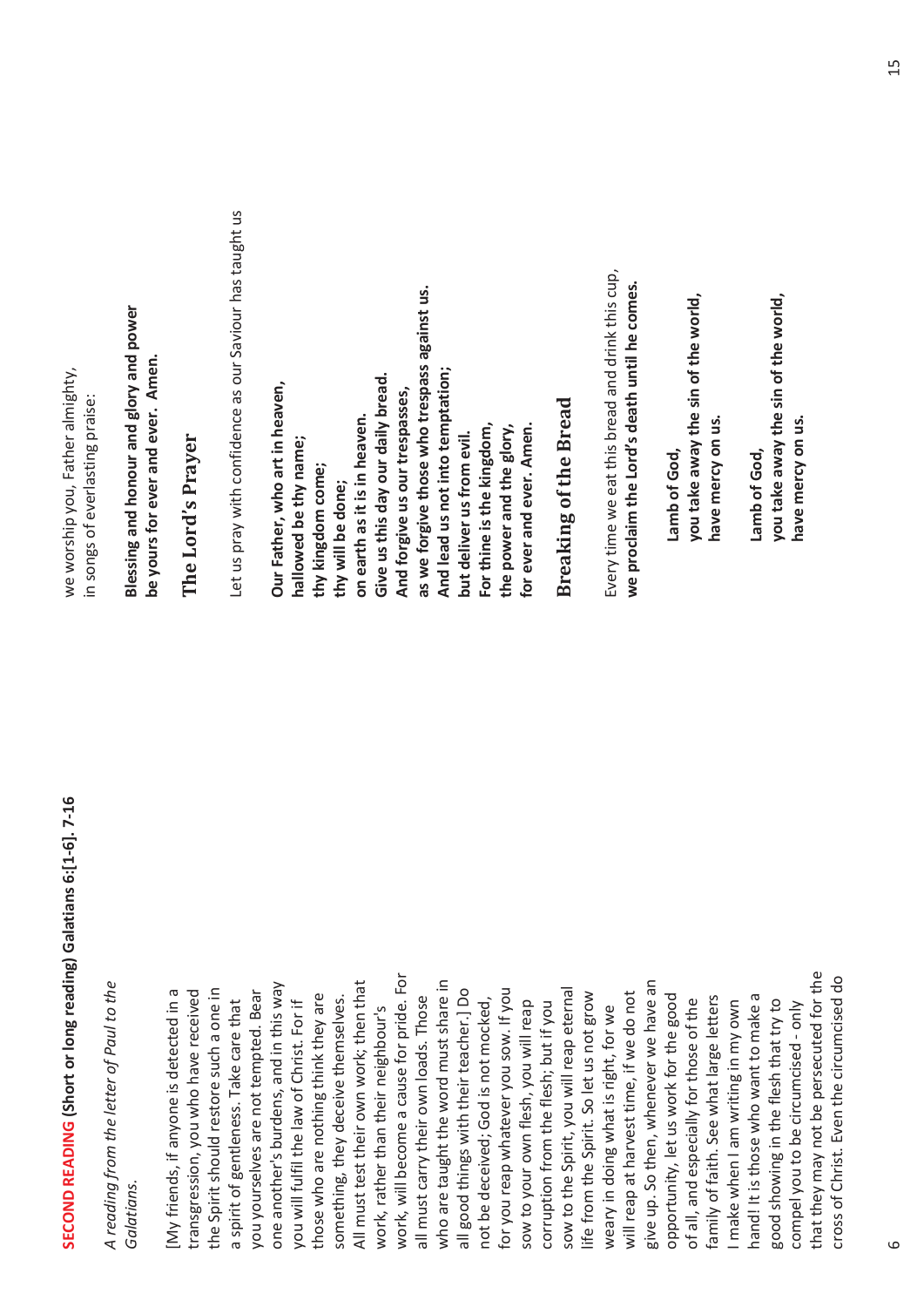# **(Short or long reading) Galatians 6:[1-6]. 7-16**  SECOND READING (Short or long reading) Galatians 6:[1-6]. 7-16 **SECOND READING**

*A reading from the letter of Paul to the*  A reading from the letter of Paul to the *Galatians.* 

that they may not be persecuted for the work, will become a cause for pride. For that they may not be persecuted for the cross of Christ. Even the circumcised do cross of Christ. Even the circumcised do All must test their own work; then that work, will become a cause for pride. For who are taught the word must share in give up. So then, whenever we have an one another's burdens, and in this way All must test their own work; then that who are taught the word must share in give up. So then, whenever we have an sow to the Spirit, you will reap eternal the Spirit should restore such a one in one another's burdens, and in this way all good things with their teacher.] Do for you reap whatever you sow. If you My friends, if anyone is detected in a [My friends, if anyone is detected in a transgression, you who have received you yourselves are not tempted. Bear for you reap whatever you sow. If you sow to the Spirit, you will reap eternal transgression, you who have received the Spirit should restore such a one in ou yourselves are not tempted. Bear all good things with their teacher.] Do life from the Spirit. So let us not grow will reap at harvest time, if we do not will reap at harvest time, if we do not those who are nothing think they are something, they deceive themselves. all must carry their own loads. Those ife from the Spirit. So let us not grow opportunity, let us work for the good nand! It is those who want to make a hand! It is those who want to make a those who are nothing think they are all must carry their own loads. Those opportunity, let us work for the good family of faith. See what large letters something, they deceive themselves. not be deceived; God is not mocked, amily of faith. See what large letters a spirit of gentleness. Take care that you will fulfil the law of Christ. For if not be deceived; God is not mocked, sow to your own flesh, you will reap corruption from the flesh; but if you corruption from the flesh; but if you of all, and especially for those of the of all, and especially for those of the I make when I am writing in my own good showing in the flesh that try to good showing in the flesh that try to a spirit of gentleness. Take care that you will fulfil the law of Christ. For if sow to your own flesh, you will reap make when I am writing in my own compel you to be circumcised - only weary in doing what is right, for we compel you to be circumcised - only work, rather than their neighbour's work, rather than their neighbour's weary in doing what is right, for we

we worship you, Father almighty, we worship you, Father almighty, in songs of everlasting praise: in songs of everlasting praise:

**Blessing and honour and glory and power**  Blessing and honour and glory and power **be yours for ever and ever. Amen.**  be yours for ever and ever. Amen.

**The Lord's Prayer**  The Lord's Praver

Let us pray with confidence as our Saviour has taught us Let us pray with confidence as our Saviour has taught us

**as we forgive those who trespass against us.**  as we forgive those who trespass against us. **And lead us not into temptation; Give us this day our daily bread.**  And lead us not into temptation; Give us this day our daily bread. **Our Father, who art in heaven,**  Our Father, who art in heaven, **And forgive us our trespasses,**  And forgive us our trespasses, **on earth as it is in heaven.**  on earth as it is in heaven. **For thine is the kingdom, the power and the glory, for ever and ever. Amen.**  for ever and ever. Amen. For thine is the kingdom, the power and the glory, **but deliver us from evil.**  but deliver us from evil. **hallowed be thy name;**  hallowed be thy name; **thy kingdom come;**  thy kingdom come; thy will be done; **thy will be done;** 

**Breaking of the Bread Breaking of the Bread** 

Every time we eat this bread and drink this cup, Every time we eat this bread and drink this cup, **we proclaim the Lord's death until he comes.**  we proclaim the Lord's death until he comes.

**you take away the sin of the world,**  ou take away the sin of the world, **have mercy on us.**  have mercy on us. **Lamb of God,**  amb of God,

**you take away the sin of the world,**  you take away the sin of the world, **have mercy on us.**  have mercy on us. **Lamb of God,**  Lamb of God,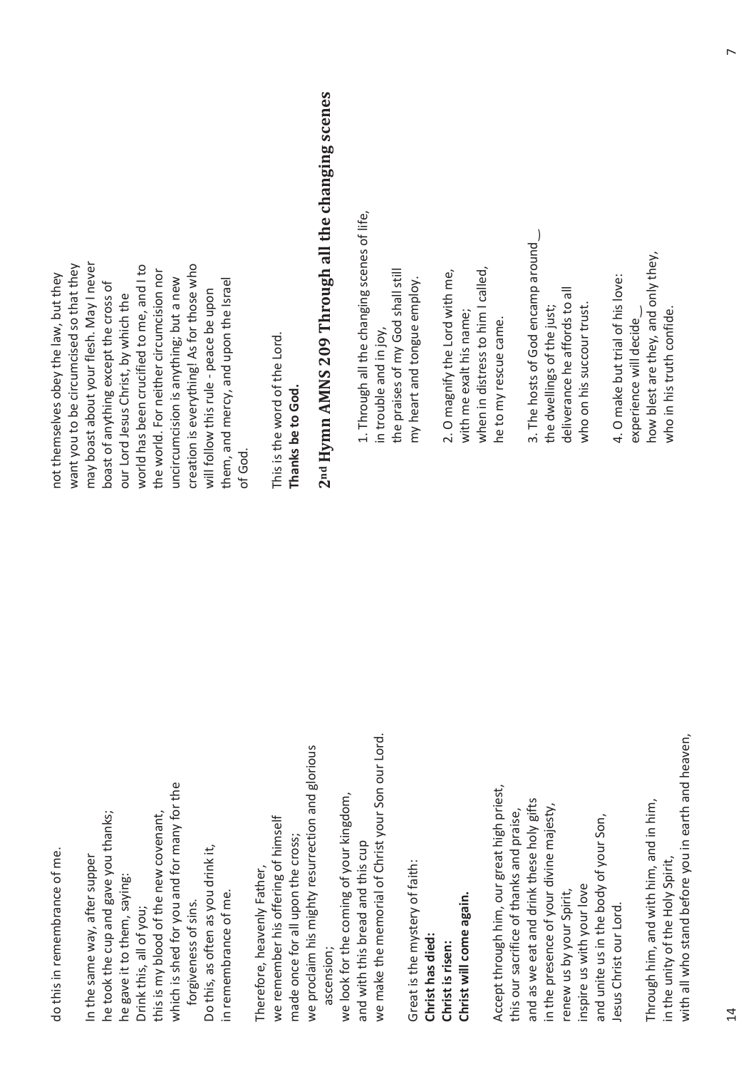do this in remembrance of me. do this in remembrance of me.

which is shed for you and for many for the which is shed for you and for many for the he took the cup and gave you thanks; this is my blood of the new covenant, he took the cup and gave you thanks; this is my blood of the new covenant, Do this, as often as you drink it, Do this, as often as you drink it, In the same way, after supper In the same way, after supper he gave it to them, saying: he gave it to them, saying: in remembrance of me. in remembrance of me. forgiveness of sins. forgiveness of sins. Drink this, all of you; Drink this, all of you;

we make the memorial of Christ your Son our Lord. we make the memorial of Christ your Son our Lord we proclaim his mighty resurrection and glorious we proclaim his mighty resurrection and glorious we look for the coming of your kingdom, we look for the coming of your kingdom, we remember his offering of himself we remember his offering of himself made once for all upon the cross; made once for all upon the cross; and with this bread and this cup and with this bread and this cup Therefore, heavenly Father, Therefore, heavenly Father, ascension; ascension;

Great is the mystery of faith: Great is the mystery of faith: **Christ will come again.**  Christ will come again. **Christ has died:**  Christ has died: **Christ is risen:**  Christ is risen:

Accept through him, our great high priest, Accept through him, our great high priest, and as we eat and drink these holy gifts and as we eat and drink these holy gifts in the presence of your divine majesty, in the presence of your divine majesty, this our sacrifice of thanks and praise, this our sacrifice of thanks and praise, and unite us in the body of your Son, and unite us in the body of your Son, inspire us with your love inspire us with your love renew us by your Spirit, renew us by your Spirit, Jesus Christ our Lord. lesus Christ our Lord.

with all who stand before you in earth and heaven, with all who stand before you in earth and heaven, Through him, and with him, and in him, Through him, and with him, and in him, in the unity of the Holy Spirit, in the unity of the Holy Spirit,

may boast about your flesh. May I never want you to be circumcised so that they creation is everything! As for those who may boast about your flesh. May I never world has been crucified to me, and I to want you to be circumcised so that they world has been crucified to me, and I to creation is everything! As for those who the world. For neither circumcision nor the world. For neither circumcision nor not themselves obey the law, but they not themselves obey the law, but they uncircumcision is anything; but a new uncircumcision is anything; but a new them, and mercy, and upon the Israel them, and mercy, and upon the Israel boast of anything except the cross of poast of anything except the cross of will follow this rule - peace be upon will follow this rule - peace be upon our Lord Jesus Christ, by which the our Lord Jesus Christ, by which the of God.

This is the word of the Lord. This is the word of the Lord. **Thanks be to God.**  Thanks be to God.

# **2nd Hymn AMNS 209 Through all the changing scenes**  2<sup>nd</sup> Hymn AMNS 209 Through all the changing scenes

1. Through all the changing scenes of life, 1. Through all the changing scenes of life, the praises of my God shall still the praises of my God shall still my heart and tongue employ. my heart and tongue employ. in trouble and in joy, in trouble and in joy,

when in distress to him I called, 2. O magnify the Lord with me, when in distress to him I called, 2. O magnify the Lord with me, with me exalt his name; with me exalt his name; he to my rescue came. ne to my rescue came. 3. The hosts of God encamp around 3. The hosts of God encamp around  $\overline{\phantom{a}}$ deliverance he affords to all deliverance he affords to all who on his succour trust. the dwellings of the just; who on his succour trust. the dwellings of the just;

how blest are they, and only they, how blest are they, and only they, 4. O make but trial of his love: 4. O make but trial of his love: who in his truth confide. experience will decide ͜ who in his truth confide. experience will decide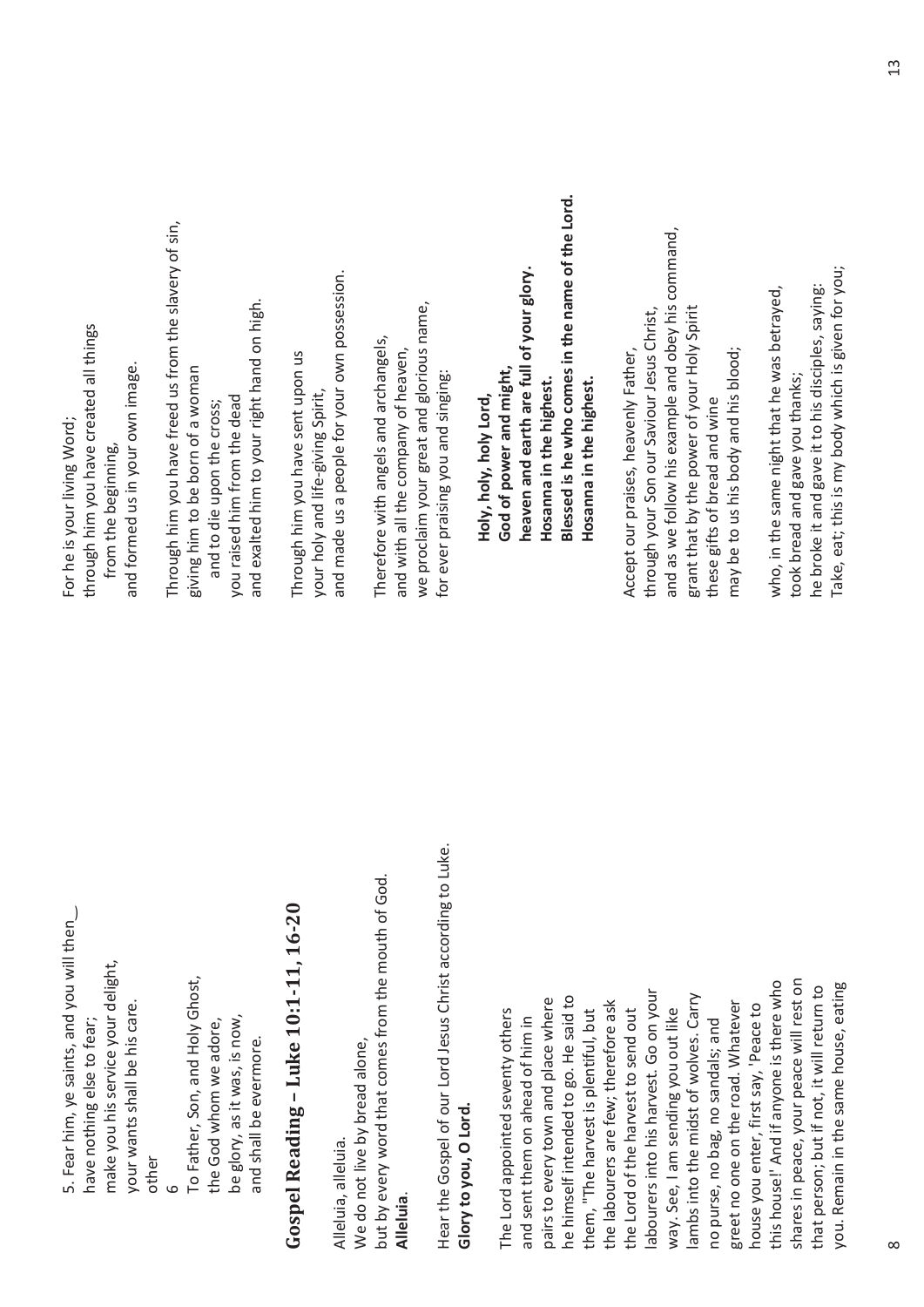5. Fear him, ye saints, and you will then 5. Fear him, ye saints, and you will then  $_{\rm max}$ make you his service your delight, make you his service your delight, To Father, Son, and Holy Ghost, To Father, Son, and Holy Ghost, your wants shall be his care. your wants shall be his care. be glory, as it was, is now, have nothing else to fear; the God whom we adore, be glory, as it was, is now, the God whom we adore, have nothing else to fear; and shall be evermore. and shall be evermore. other 6

# **Gospel Reading – Luke 10:1-11, 16-20**  Gospel Reading - Luke 10:1-11, 16-20

but by every word that comes from the mouth of God. but by every word that comes from the mouth of God. We do not live by bread alone, We do not live by bread alone, Alleluia, alleluia. Alleluia, alleluia. **Alleluia**.

Hear the Gospel of our Lord Jesus Christ according to Luke. Hear the Gospel of our Lord Jesus Christ according to Luke. **Glory to you, O Lord.**  Glory to you, O Lord.

shares in peace, your peace will rest on this house!' And if anyone is there who shares in peace, your peace will rest on this house!' And if anyone is there who you. Remain in the same house, eating that person; but if not, it will return to that person; but if not, it will return to you. Remain in the same house, eating labourers into his harvest. Go on your abourers into his harvest. Go on your lambs into the midst of wolves. Carry he himself intended to go. He said to pairs to every town and place where ne himself intended to go. He said to lambs into the midst of wolves. Carry pairs to every town and place where the labourers are few; therefore ask greet no one on the road. Whatever the labourers are few; therefore ask greet no one on the road. Whatever house you enter, first say, 'Peace to house you enter, first say, 'Peace to way. See, I am sending you out like The Lord appointed seventy others The Lord appointed seventy others them, "The harvest is plentiful, but the Lord of the harvest to send out the Lord of the harvest to send out way. See, I am sending you out like them, "The harvest is plentiful, but and sent them on ahead of him in and sent them on ahead of him in no purse, no bag, no sandals; and no purse, no bag, no sandals; and

through him you have created all things through him you have created all things and formed us in your own image. and formed us in your own image. For he is your living Word; For he is your living Word; from the beginning, from the beginning,

Through him you have freed us from the slavery of sin, Through him you have freed us from the slavery of sin, and exalted him to your right hand on high. and exalted him to your right hand on high. giving him to be born of a woman giving him to be born of a woman you raised him from the dead you raised him from the dead and to die upon the cross; and to die upon the cross;

and made us a people for your own possession. and made us a people for your own possession. Through him you have sent upon us Through him you have sent upon us your holy and life-giving Spirit, your holy and life-giving Spirit

we proclaim your great and glorious name, we proclaim your great and glorious name, Therefore with angels and archangels, Therefore with angels and archangels, and with all the company of heaven, and with all the company of heaven, for ever praising you and singing: for ever praising you and singing:

**Blessed is he who comes in the name of the Lord.**  Blessed is he who comes in the name of the Lord. **heaven and earth are full of your glory.**  heaven and earth are full of your glory. **God of power and might,**  God of power and might, **Hosanna in the highest. Hosanna in the highest.**  Hosanna in the highest. **Hosanna in the highest. Holy, holy, holy Lord,**  Holy, holy, holy Lord,

and as we follow his example and obey his command, and as we follow his example and obey his command, grant that by the power of your Holy Spirit through your Son our Saviour Jesus Christ, grant that by the power of your Holy Spirit through your Son our Saviour Jesus Christ, Accept our praises, heavenly Father, may be to us his body and his blood; Accept our praises, heavenly Father, may be to us his body and his blood; these gifts of bread and wine these gifts of bread and wine

Take, eat; this is my body which is given for you; Take, eat; this is my body which is given for you; he broke it and gave it to his disciples, saying: who, in the same night that he was betrayed, ne broke it and gave it to his disciples, saying: who, in the same night that he was betrayed, took bread and gave you thanks; took bread and gave you thanks;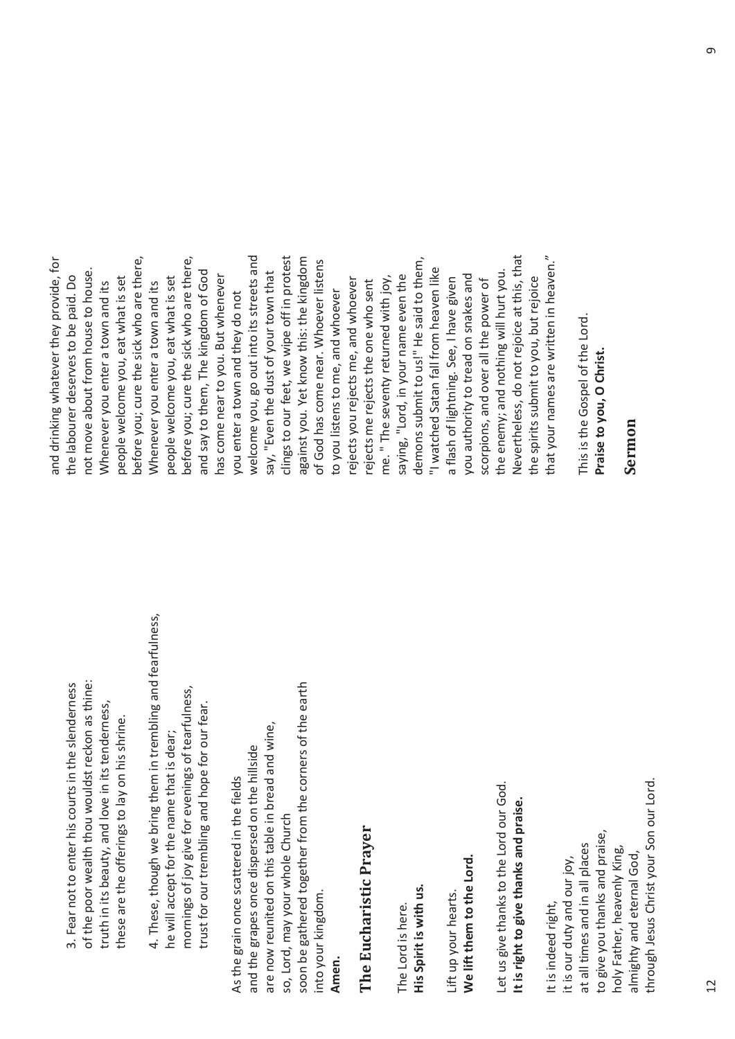of the poor wealth thou wouldst reckon as thine: of the poor wealth thou wouldst reckon as thine: 3. Fear not to enter his courts in the slenderness 3. Fear not to enter his courts in the slenderness truth in its beauty, and love in its tenderness, truth in its beauty, and love in its tenderness, these are the offerings to lay on his shrine. these are the offerings to lay on his shrine.

4. These, though we bring them in trembling and fearfulness, 4. These, though we bring them in trembling and fearfulness, mornings of joy give for evenings of tearfulness, mornings of joy give for evenings of tearfulness, trust for our trembling and hope for our fear. trust for our trembling and hope for our fear. he will accept for the name that is dear; he will accept for the name that is dear;

soon be gathered together from the corners of the earth soon be gathered together from the corners of the earth are now reunited on this table in bread and wine, are now reunited on this table in bread and wine, and the grapes once dispersed on the hillside and the grapes once dispersed on the hillside As the grain once scattered in the fields As the grain once scattered in the fields so, Lord, may your whole Church so, Lord, may your whole Church into your kingdom. nto your kingdom. **Amen.** 

### **The Eucharistic Prayer**  The Eucharistic Prayer

**His Spirit is with us.**  His Spirit is with us. The Lord is here. The Lord is here.

**We lift them to the Lord.**  We lift them to the Lord. Lift up your hearts. Lift up your hearts.

Let us give thanks to the Lord our God. Let us give thanks to the Lord our God. **It is right to give thanks and praise.**  It is right to give thanks and praise.

through Jesus Christ your Son our Lord. through Jesus Christ your Son our Lord. to give you thanks and praise, to give you thanks and praise, at all times and in all places at all times and in all places holy Father, heavenly King, holy Father, heavenly King, almighty and eternal God, almighty and eternal God, it is our duty and our joy, it is our duty and our joy, It is indeed right, It is indeed right,

welcome you, go out into its streets and Nevertheless, do not rejoice at this, that before you; cure the sick who are there, before you; cure the sick who are there, clings to our feet, we wipe off in protest against you. Yet know this: the kingdom Nevertheless, do not rejoice at this, that and drinking whatever they provide, for welcome you, go out into its streets and clings to our feet, we wipe off in protest demons submit to us!" He said to them, and drinking whatever they provide, for before you; cure the sick who are there, before you; cure the sick who are there, against you. Yet know this: the kingdom of God has come near. Whoever listens demons submit to us!" He said to them, that your names are written in heaven." that your names are written in heaven." of God has come near. Whoever listens not move about from house to house. "I watched Satan fall from heaven like 'I watched Satan fall from heaven like the enemy; and nothing will hurt you. not move about from house to house. and say to them, The kingdom of God and say to them, The kingdom of God say, "Even the dust of your town that say, "Even the dust of your town that the enemy; and nothing will hurt you. has come near to you. But whenever you authority to tread on snakes and the labourer deserves to be paid. Do the labourer deserves to be paid. Do people welcome you, eat what is set people welcome you, eat what is set me. " The seventy returned with joy, saying, "Lord, in your name even the saying, "Lord, in your name even the ou authority to tread on snakes and he spirits submit to you, but rejoice beople welcome you, eat what is set beople welcome you, eat what is set as come near to you. But whenever rejects you rejects me, and whoever a flash of lightning. See, I have given the spirits submit to you, but rejoice me. " The seventy returned with joy, scorpions, and over all the power of rejects you rejects me, and whoever rejects me rejects the one who sent a flash of lightning. See, I have given scorpions, and over all the power of Whenever you enter a town and its Whenever you enter a town and its Whenever you enter a town and its Whenever you enter a town and its rejects me rejects the one who sent to you listens to me, and whoever to you listens to me, and whoever you enter a town and they do not you enter a town and they do not

This is the Gospel of the Lord. This is the Gospel of the Lord. **Praise to you, O Christ.**  Praise to you, O Christ.

#### **Sermon**